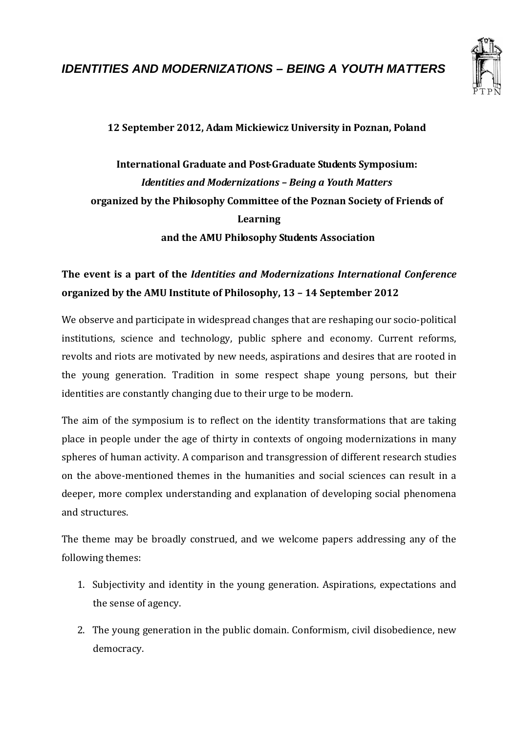# *IDENTITIES AND MODERNIZATIONS – BEING A YOUTH MATTERS*

**12 September 2012, Adam Mickiewicz University in Poznan, Poland**

**International Graduate and Post-Graduate Students Symposium:**
***Identities and Modernizations – Being a Youth Matters***
**organized by the Philosophy Committee of the Poznan Society of Friends of Learning**
**and the AMU Philosophy Students Association**

**The event is a part of the *Identities and Modernizations International Conference* organized by the AMU Institute of Philosophy, 13 – 14 September 2012**

We observe and participate in widespread changes that are reshaping our socio-political institutions, science and technology, public sphere and economy. Current reforms, revolts and riots are motivated by new needs, aspirations and desires that are rooted in the young generation. Tradition in some respect shape young persons, but their identities are constantly changing due to their urge to be modern.

The aim of the symposium is to reflect on the identity transformations that are taking place in people under the age of thirty in contexts of ongoing modernizations in many spheres of human activity. A comparison and transgression of different research studies on the above-mentioned themes in the humanities and social sciences can result in a deeper, more complex understanding and explanation of developing social phenomena and structures.

The theme may be broadly construed, and we welcome papers addressing any of the following themes:

1. Subjectivity and identity in the young generation. Aspirations, expectations and the sense of agency.
2. The young generation in the public domain. Conformism, civil disobedience, new democracy.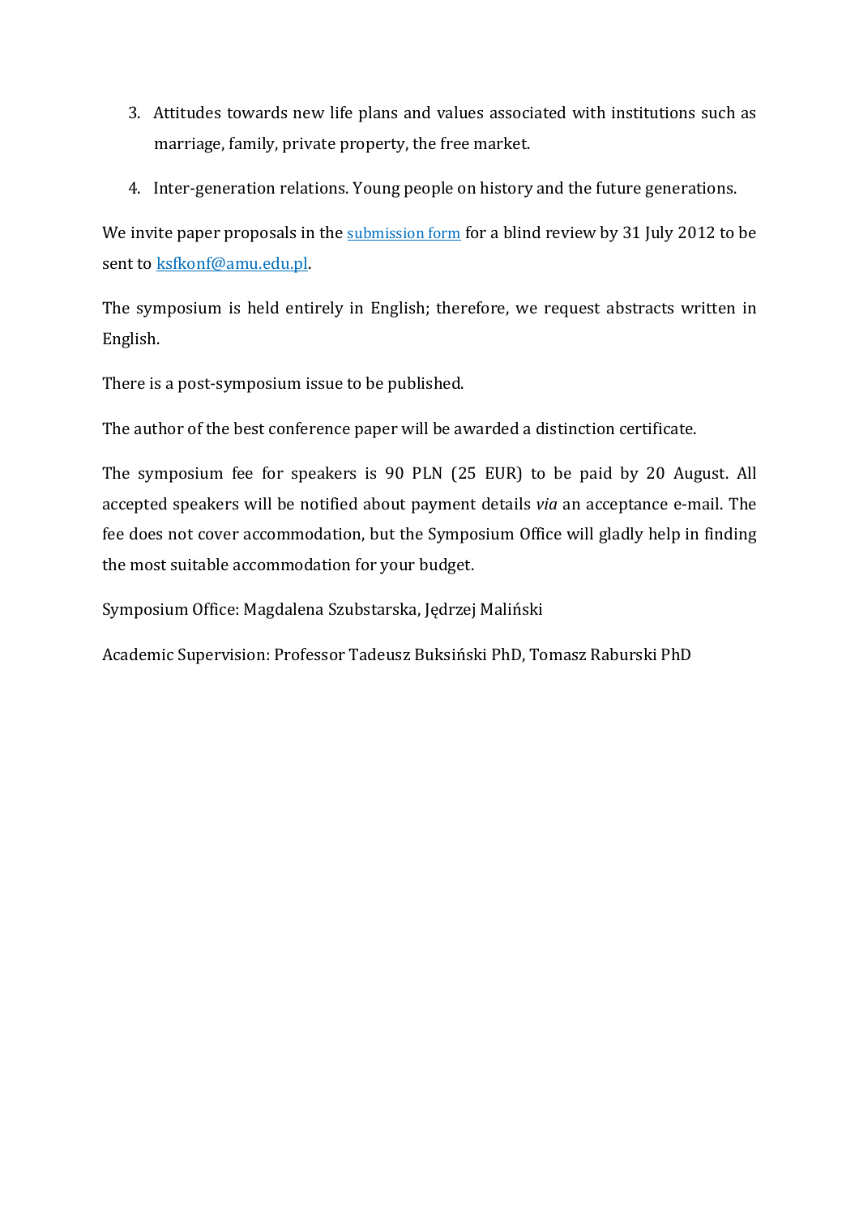3. Attitudes towards new life plans and values associated with institutions such as marriage, family, private property, the free market.
4. Inter-generation relations. Young people on history and the future generations.

We invite paper proposals in the submission form for a blind review by 31 July 2012 to be sent to ksfkonf@amu.edu.pl.

The symposium is held entirely in English; therefore, we request abstracts written in English.

There is a post-symposium issue to be published.

The author of the best conference paper will be awarded a distinction certificate.

The symposium fee for speakers is 90 PLN (25 EUR) to be paid by 20 August. All accepted speakers will be notified about payment details *via* an acceptance e-mail. The fee does not cover accommodation, but the Symposium Office will gladly help in finding the most suitable accommodation for your budget.

Symposium Office: Magdalena Szubstarska, Jędrzej Maliński

Academic Supervision: Professor Tadeusz Buksiński PhD, Tomasz Raburski PhD